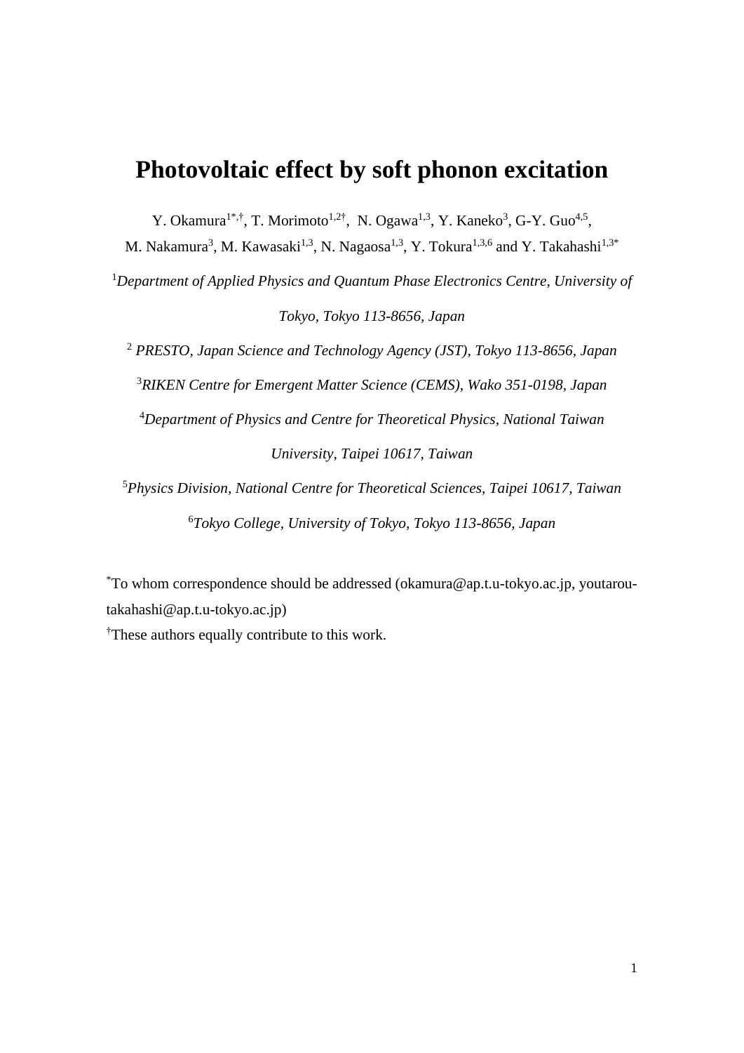# Photovoltaic effect by soft phonon excitation

Y. Okamura[1*,†], T. Morimoto[1,2†], N. Ogawa[1,3], Y. Kaneko[3], G-Y. Guo[4,5], M. Nakamura[3], M. Kawasaki[1,3], N. Nagaosa[1,3], Y. Tokura[1,3,6] and Y. Takahashi[1,3*]

[1]*Department of Applied Physics and Quantum Phase Electronics Centre, University of Tokyo, Tokyo 113-8656, Japan*

[2] *PRESTO, Japan Science and Technology Agency (JST), Tokyo 113-8656, Japan*

[3]*RIKEN Centre for Emergent Matter Science (CEMS), Wako 351-0198, Japan*

[4]*Department of Physics and Centre for Theoretical Physics, National Taiwan University, Taipei 10617, Taiwan*

[5]*Physics Division, National Centre for Theoretical Sciences, Taipei 10617, Taiwan*

[6]*Tokyo College, University of Tokyo, Tokyo 113-8656, Japan*

[*]To whom correspondence should be addressed (okamura@ap.t.u-tokyo.ac.jp, youtarou-takahashi@ap.t.u-tokyo.ac.jp)

[†]These authors equally contribute to this work.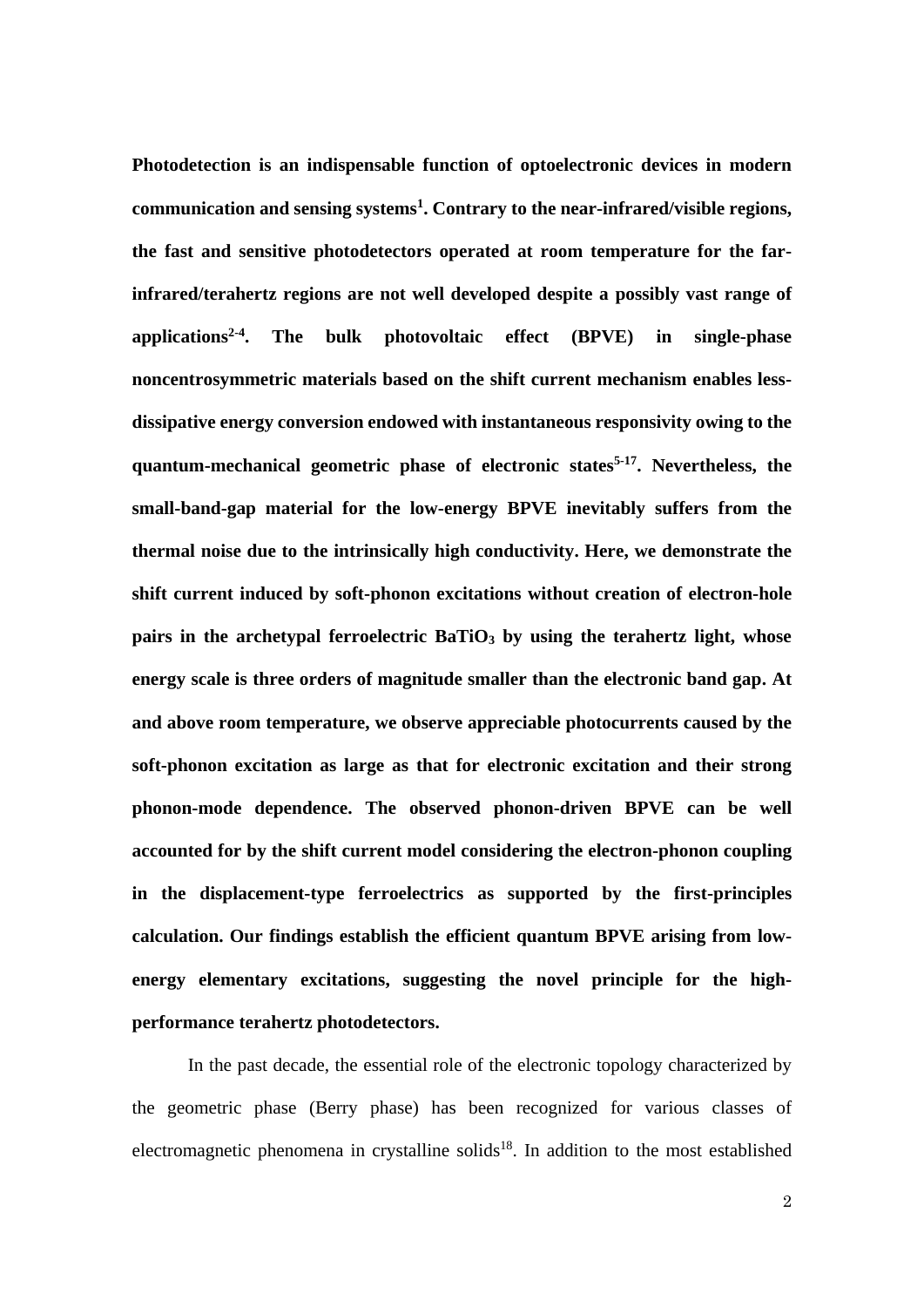**Photodetection is an indispensable function of optoelectronic devices in modern communication and sensing systems[1]. Contrary to the near-infrared/visible regions, the fast and sensitive photodetectors operated at room temperature for the far-infrared/terahertz regions are not well developed despite a possibly vast range of applications[2-4]. The bulk photovoltaic effect (BPVE) in single-phase noncentrosymmetric materials based on the shift current mechanism enables less-dissipative energy conversion endowed with instantaneous responsivity owing to the quantum-mechanical geometric phase of electronic states[5-17]. Nevertheless, the small-band-gap material for the low-energy BPVE inevitably suffers from the thermal noise due to the intrinsically high conductivity. Here, we demonstrate the shift current induced by soft-phonon excitations without creation of electron-hole pairs in the archetypal ferroelectric $BaTiO_3$ by using the terahertz light, whose energy scale is three orders of magnitude smaller than the electronic band gap. At and above room temperature, we observe appreciable photocurrents caused by the soft-phonon excitation as large as that for electronic excitation and their strong phonon-mode dependence. The observed phonon-driven BPVE can be well accounted for by the shift current model considering the electron-phonon coupling in the displacement-type ferroelectrics as supported by the first-principles calculation. Our findings establish the efficient quantum BPVE arising from low-energy elementary excitations, suggesting the novel principle for the high-performance terahertz photodetectors.**

In the past decade, the essential role of the electronic topology characterized by the geometric phase (Berry phase) has been recognized for various classes of electromagnetic phenomena in crystalline solids[18]. In addition to the most established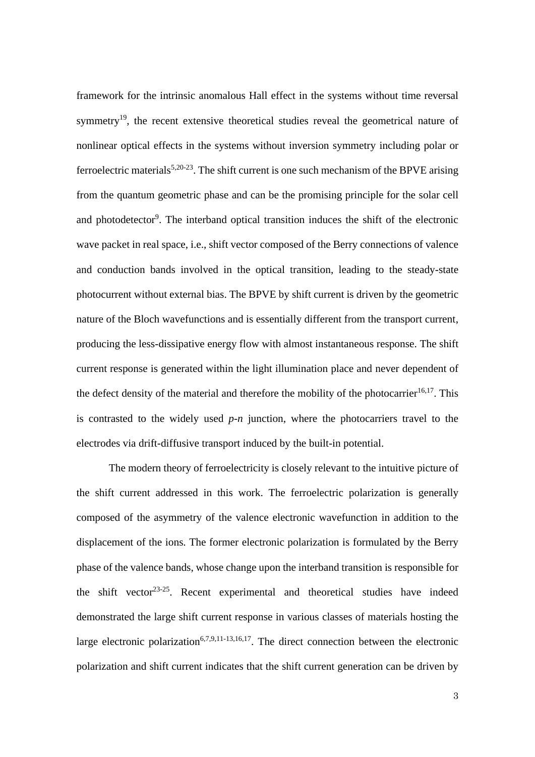framework for the intrinsic anomalous Hall effect in the systems without time reversal symmetry[19], the recent extensive theoretical studies reveal the geometrical nature of nonlinear optical effects in the systems without inversion symmetry including polar or ferroelectric materials[5,20-23]. The shift current is one such mechanism of the BPVE arising from the quantum geometric phase and can be the promising principle for the solar cell and photodetector[9]. The interband optical transition induces the shift of the electronic wave packet in real space, i.e., shift vector composed of the Berry connections of valence and conduction bands involved in the optical transition, leading to the steady-state photocurrent without external bias. The BPVE by shift current is driven by the geometric nature of the Bloch wavefunctions and is essentially different from the transport current, producing the less-dissipative energy flow with almost instantaneous response. The shift current response is generated within the light illumination place and never dependent of the defect density of the material and therefore the mobility of the photocarrier[16,17]. This is contrasted to the widely used *p*-*n* junction, where the photocarriers travel to the electrodes via drift-diffusive transport induced by the built-in potential.

The modern theory of ferroelectricity is closely relevant to the intuitive picture of the shift current addressed in this work. The ferroelectric polarization is generally composed of the asymmetry of the valence electronic wavefunction in addition to the displacement of the ions. The former electronic polarization is formulated by the Berry phase of the valence bands, whose change upon the interband transition is responsible for the shift vector[23-25]. Recent experimental and theoretical studies have indeed demonstrated the large shift current response in various classes of materials hosting the large electronic polarization[6,7,9,11-13,16,17]. The direct connection between the electronic polarization and shift current indicates that the shift current generation can be driven by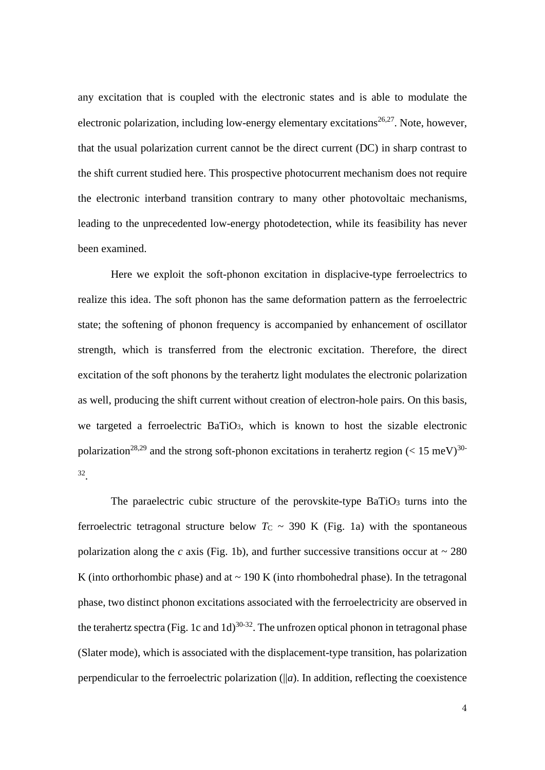any excitation that is coupled with the electronic states and is able to modulate the electronic polarization, including low-energy elementary excitations[26,27]. Note, however, that the usual polarization current cannot be the direct current (DC) in sharp contrast to the shift current studied here. This prospective photocurrent mechanism does not require the electronic interband transition contrary to many other photovoltaic mechanisms, leading to the unprecedented low-energy photodetection, while its feasibility has never been examined.

Here we exploit the soft-phonon excitation in displacive-type ferroelectrics to realize this idea. The soft phonon has the same deformation pattern as the ferroelectric state; the softening of phonon frequency is accompanied by enhancement of oscillator strength, which is transferred from the electronic excitation. Therefore, the direct excitation of the soft phonons by the terahertz light modulates the electronic polarization as well, producing the shift current without creation of electron-hole pairs. On this basis, we targeted a ferroelectric $BaTiO_3$, which is known to host the sizable electronic polarization[28,29] and the strong soft-phonon excitations in terahertz region (< 15 meV)[30-32].

The paraelectric cubic structure of the perovskite-type $BaTiO_3$ turns into the ferroelectric tetragonal structure below $T_C$ ~ 390 K (Fig. 1a) with the spontaneous polarization along the *c* axis (Fig. 1b), and further successive transitions occur at ~ 280 K (into orthorhombic phase) and at ~ 190 K (into rhombohedral phase). In the tetragonal phase, two distinct phonon excitations associated with the ferroelectricity are observed in the terahertz spectra (Fig. 1c and 1d)[30-32]. The unfrozen optical phonon in tetragonal phase (Slater mode), which is associated with the displacement-type transition, has polarization perpendicular to the ferroelectric polarization (||*a*). In addition, reflecting the coexistence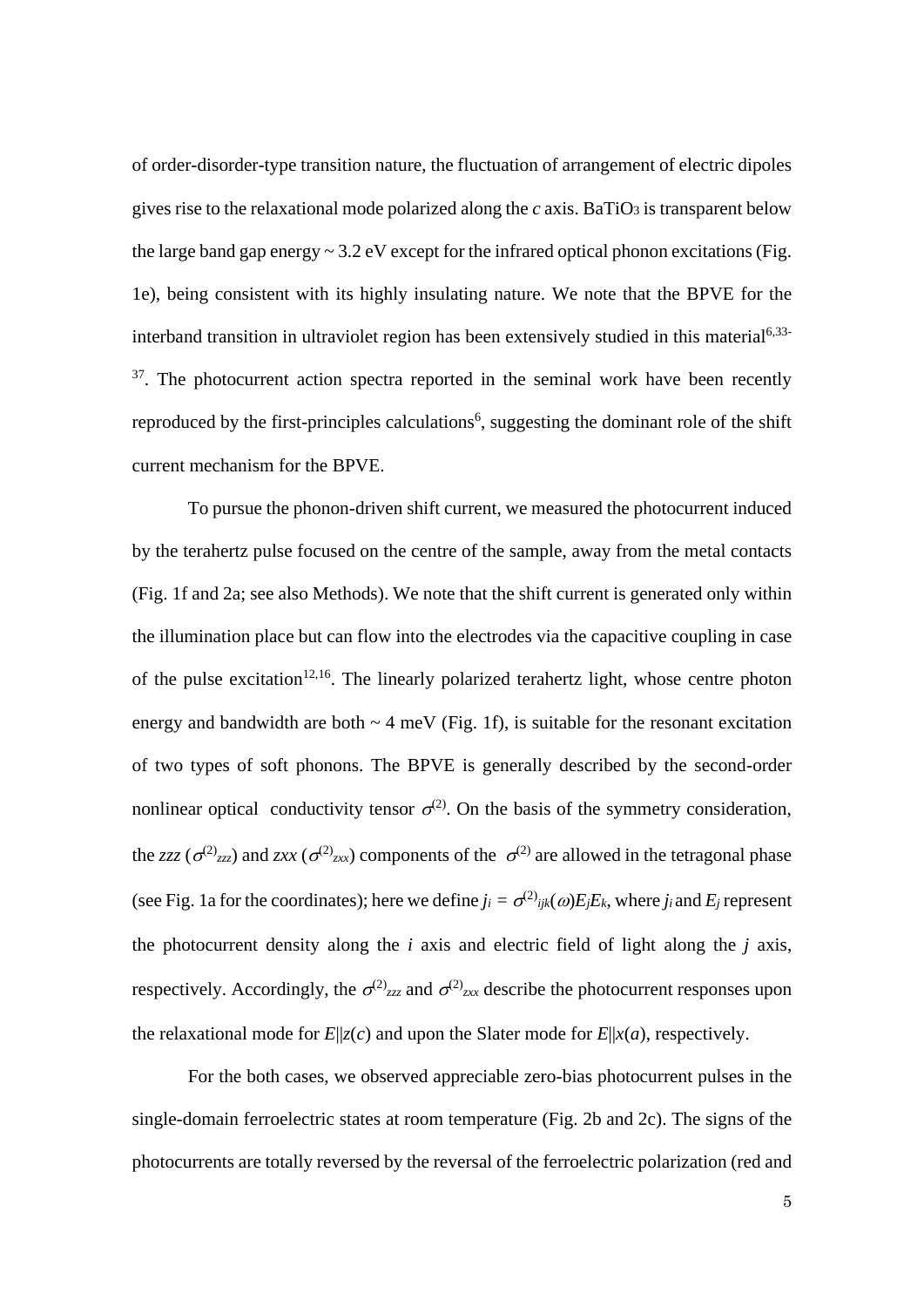of order-disorder-type transition nature, the fluctuation of arrangement of electric dipoles gives rise to the relaxational mode polarized along the *c* axis. $BaTiO_3$ is transparent below the large band gap energy ~ 3.2 eV except for the infrared optical phonon excitations (Fig. 1e), being consistent with its highly insulating nature. We note that the BPVE for the interband transition in ultraviolet region has been extensively studied in this material[6,33-37]. The photocurrent action spectra reported in the seminal work have been recently reproduced by the first-principles calculations[6], suggesting the dominant role of the shift current mechanism for the BPVE.

To pursue the phonon-driven shift current, we measured the photocurrent induced by the terahertz pulse focused on the centre of the sample, away from the metal contacts (Fig. 1f and 2a; see also Methods). We note that the shift current is generated only within the illumination place but can flow into the electrodes via the capacitive coupling in case of the pulse excitation[12,16]. The linearly polarized terahertz light, whose centre photon energy and bandwidth are both ~ 4 meV (Fig. 1f), is suitable for the resonant excitation of two types of soft phonons. The BPVE is generally described by the second-order nonlinear optical conductivity tensor $\sigma^{(2)}$. On the basis of the symmetry consideration, the *zzz* ($\sigma^{(2)}_{zzz}$) and *zxx* ($\sigma^{(2)}_{zxx}$) components of the $\sigma^{(2)}$ are allowed in the tetragonal phase (see Fig. 1a for the coordinates); here we define $j_i = \sigma^{(2)}_{ijk}(\omega)E_jE_k$, where $j_i$ and $E_j$ represent the photocurrent density along the *i* axis and electric field of light along the *j* axis, respectively. Accordingly, the $\sigma^{(2)}_{zzz}$ and $\sigma^{(2)}_{zxx}$ describe the photocurrent responses upon the relaxational mode for $E||z(c)$ and upon the Slater mode for $E||x(a)$, respectively.

For the both cases, we observed appreciable zero-bias photocurrent pulses in the single-domain ferroelectric states at room temperature (Fig. 2b and 2c). The signs of the photocurrents are totally reversed by the reversal of the ferroelectric polarization (red and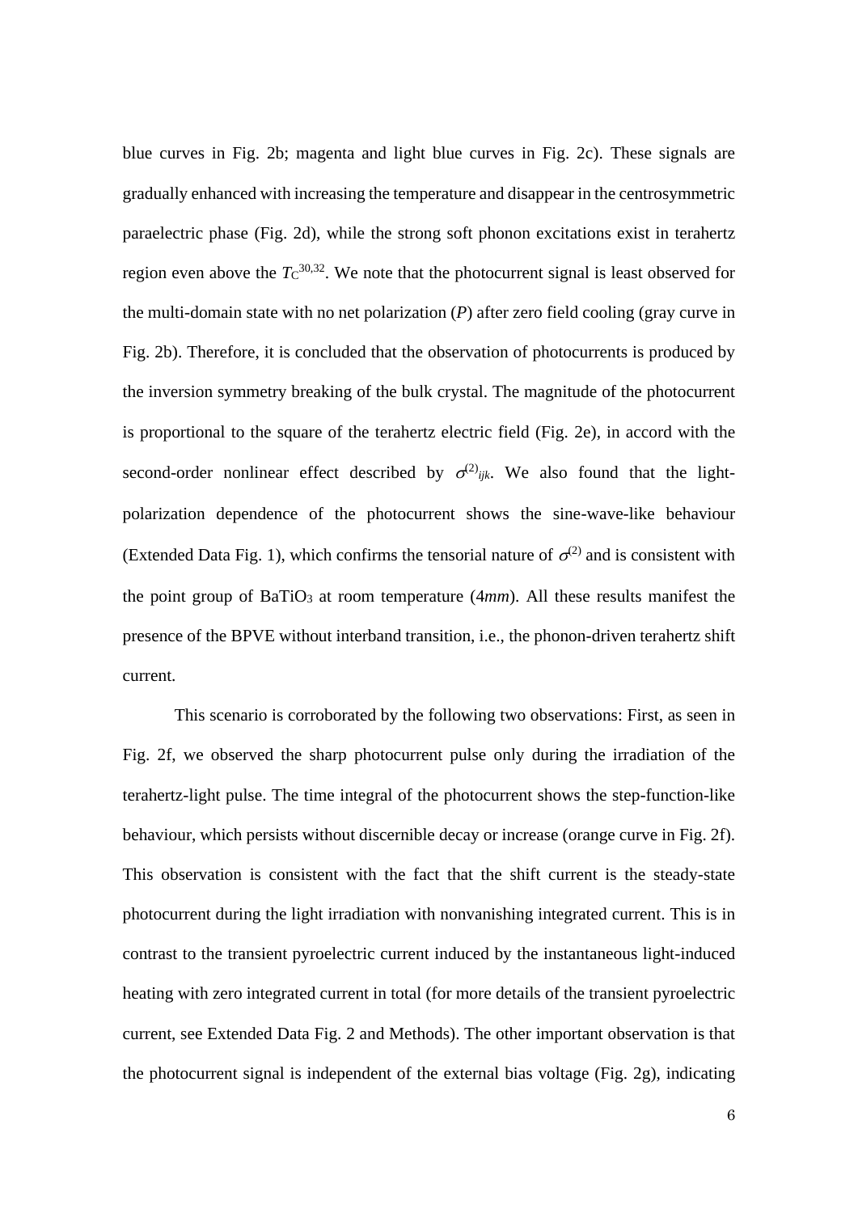blue curves in Fig. 2b; magenta and light blue curves in Fig. 2c). These signals are gradually enhanced with increasing the temperature and disappear in the centrosymmetric paraelectric phase (Fig. 2d), while the strong soft phonon excitations exist in terahertz region even above the $T_C$[30,32]. We note that the photocurrent signal is least observed for the multi-domain state with no net polarization (*P*) after zero field cooling (gray curve in Fig. 2b). Therefore, it is concluded that the observation of photocurrents is produced by the inversion symmetry breaking of the bulk crystal. The magnitude of the photocurrent is proportional to the square of the terahertz electric field (Fig. 2e), in accord with the second-order nonlinear effect described by $\sigma^{(2)}_{ijk}$. We also found that the light-polarization dependence of the photocurrent shows the sine-wave-like behaviour (Extended Data Fig. 1), which confirms the tensorial nature of $\sigma^{(2)}$ and is consistent with the point group of $BaTiO_3$ at room temperature (4*mm*). All these results manifest the presence of the BPVE without interband transition, i.e., the phonon-driven terahertz shift current.

This scenario is corroborated by the following two observations: First, as seen in Fig. 2f, we observed the sharp photocurrent pulse only during the irradiation of the terahertz-light pulse. The time integral of the photocurrent shows the step-function-like behaviour, which persists without discernible decay or increase (orange curve in Fig. 2f). This observation is consistent with the fact that the shift current is the steady-state photocurrent during the light irradiation with nonvanishing integrated current. This is in contrast to the transient pyroelectric current induced by the instantaneous light-induced heating with zero integrated current in total (for more details of the transient pyroelectric current, see Extended Data Fig. 2 and Methods). The other important observation is that the photocurrent signal is independent of the external bias voltage (Fig. 2g), indicating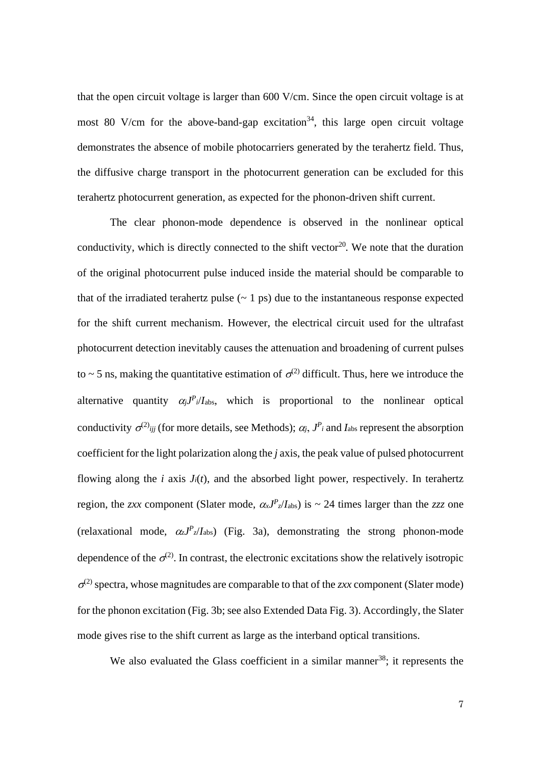that the open circuit voltage is larger than 600 V/cm. Since the open circuit voltage is at most 80 V/cm for the above-band-gap excitation[34], this large open circuit voltage demonstrates the absence of mobile photocarriers generated by the terahertz field. Thus, the diffusive charge transport in the photocurrent generation can be excluded for this terahertz photocurrent generation, as expected for the phonon-driven shift current.

The clear phonon-mode dependence is observed in the nonlinear optical conductivity, which is directly connected to the shift vector[20]. We note that the duration of the original photocurrent pulse induced inside the material should be comparable to that of the irradiated terahertz pulse (~ 1 ps) due to the instantaneous response expected for the shift current mechanism. However, the electrical circuit used for the ultrafast photocurrent detection inevitably causes the attenuation and broadening of current pulses to ~ 5 ns, making the quantitative estimation of $\sigma^{(2)}$ difficult. Thus, here we introduce the alternative quantity $\alpha_j J^P{}_i/I_{\mathrm{abs}}$, which is proportional to the nonlinear optical conductivity $\sigma^{(2)}{}_{ijj}$ (for more details, see Methods); $\alpha_j$, $J^P{}_i$ and $I_{\mathrm{abs}}$ represent the absorption coefficient for the light polarization along the *j* axis, the peak value of pulsed photocurrent flowing along the *i* axis $J_i(t)$, and the absorbed light power, respectively. In terahertz region, the *zxx* component (Slater mode, $\alpha_x J^P{}_z/I_{\mathrm{abs}}$) is ~ 24 times larger than the *zzz* one (relaxational mode, $\alpha_z J^P{}_z/I_{\mathrm{abs}}$) (Fig. 3a), demonstrating the strong phonon-mode dependence of the $\sigma^{(2)}$. In contrast, the electronic excitations show the relatively isotropic $\sigma^{(2)}$ spectra, whose magnitudes are comparable to that of the *zxx* component (Slater mode) for the phonon excitation (Fig. 3b; see also Extended Data Fig. 3). Accordingly, the Slater mode gives rise to the shift current as large as the interband optical transitions.

We also evaluated the Glass coefficient in a similar manner[38]; it represents the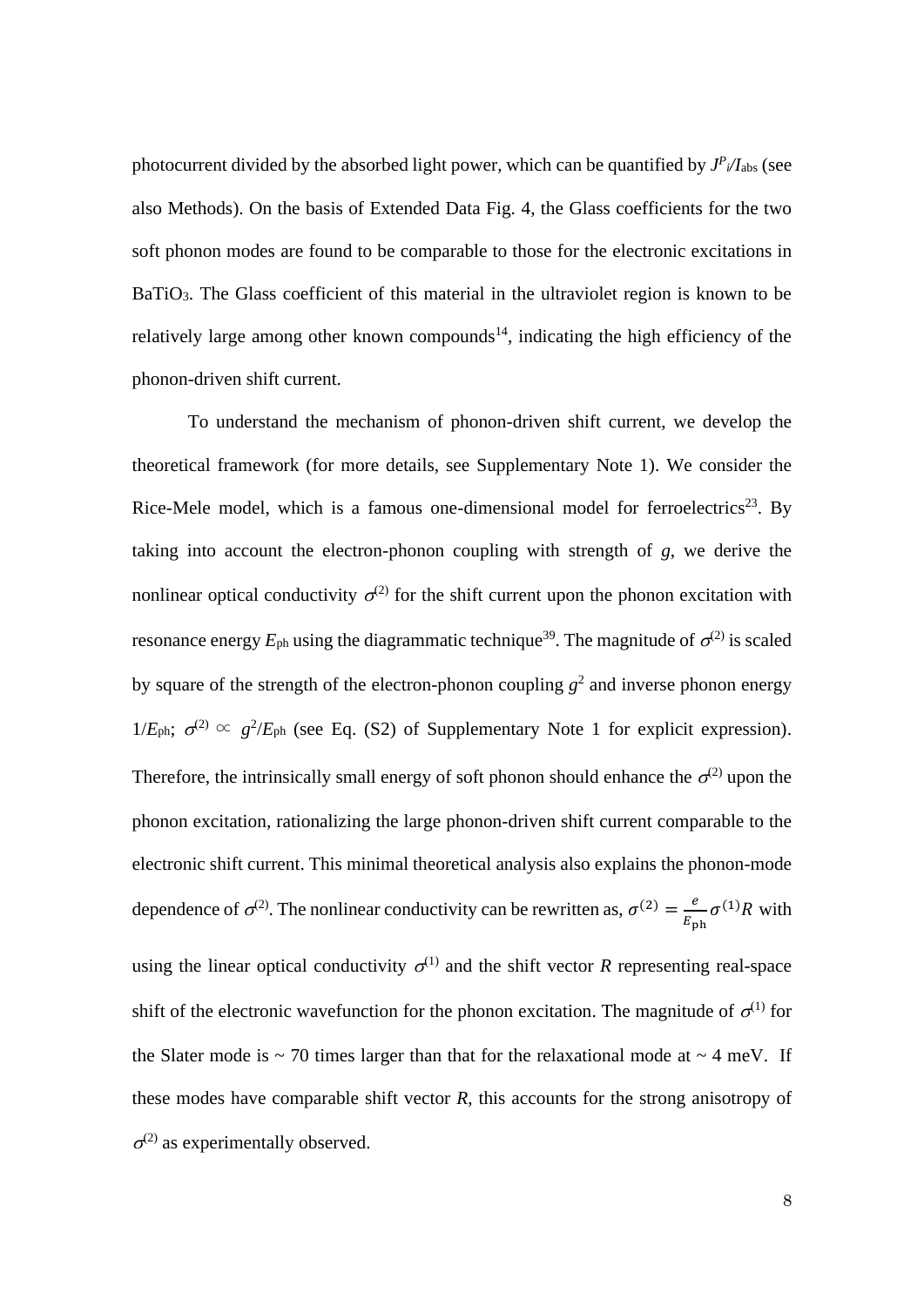photocurrent divided by the absorbed light power, which can be quantified by $J^{p}_{i}/I_{abs}$ (see also Methods). On the basis of Extended Data Fig. 4, the Glass coefficients for the two soft phonon modes are found to be comparable to those for the electronic excitations in $BaTiO_3$. The Glass coefficient of this material in the ultraviolet region is known to be relatively large among other known compounds[14], indicating the high efficiency of the phonon-driven shift current.

To understand the mechanism of phonon-driven shift current, we develop the theoretical framework (for more details, see Supplementary Note 1). We consider the Rice-Mele model, which is a famous one-dimensional model for ferroelectrics[23]. By taking into account the electron-phonon coupling with strength of $g$, we derive the nonlinear optical conductivity $\sigma^{(2)}$ for the shift current upon the phonon excitation with resonance energy $E_{ph}$ using the diagrammatic technique[39]. The magnitude of $\sigma^{(2)}$ is scaled by square of the strength of the electron-phonon coupling $g^2$ and inverse phonon energy $1/E_{ph}$; $\sigma^{(2)} \propto g^2/E_{ph}$ (see Eq. (S2) of Supplementary Note 1 for explicit expression). Therefore, the intrinsically small energy of soft phonon should enhance the $\sigma^{(2)}$ upon the phonon excitation, rationalizing the large phonon-driven shift current comparable to the electronic shift current. This minimal theoretical analysis also explains the phonon-mode dependence of $\sigma^{(2)}$. The nonlinear conductivity can be rewritten as, $\sigma^{(2)} = \frac{e}{E_{\mathrm{ph}}}\sigma^{(1)}R$ with using the linear optical conductivity $\sigma^{(1)}$ and the shift vector $R$ representing real-space shift of the electronic wavefunction for the phonon excitation. The magnitude of $\sigma^{(1)}$ for the Slater mode is ~ 70 times larger than that for the relaxational mode at ~ 4 meV. If these modes have comparable shift vector $R$, this accounts for the strong anisotropy of $\sigma^{(2)}$ as experimentally observed.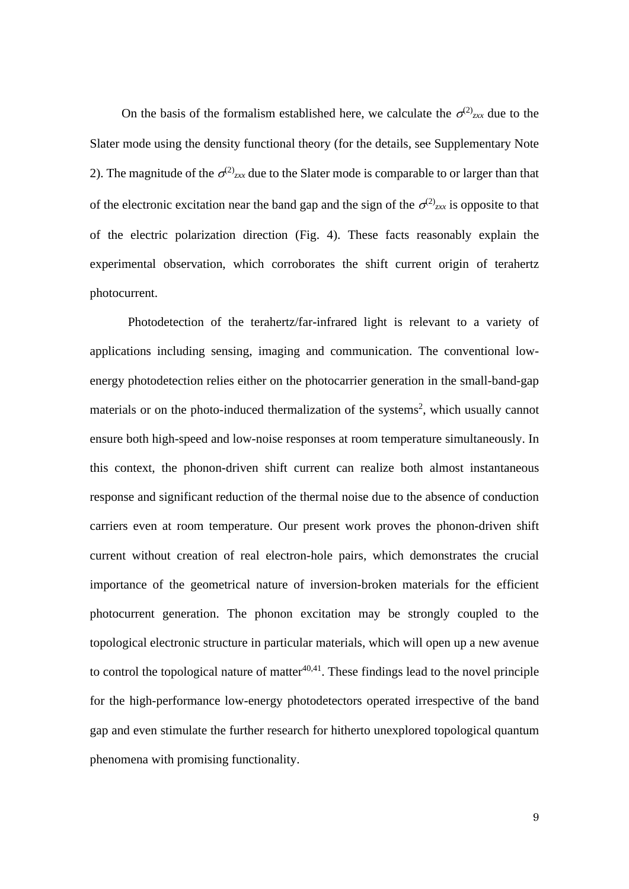On the basis of the formalism established here, we calculate the $\sigma^{(2)}_{zxx}$ due to the Slater mode using the density functional theory (for the details, see Supplementary Note 2). The magnitude of the $\sigma^{(2)}_{zxx}$ due to the Slater mode is comparable to or larger than that of the electronic excitation near the band gap and the sign of the $\sigma^{(2)}_{zxx}$ is opposite to that of the electric polarization direction (Fig. 4). These facts reasonably explain the experimental observation, which corroborates the shift current origin of terahertz photocurrent.

Photodetection of the terahertz/far-infrared light is relevant to a variety of applications including sensing, imaging and communication. The conventional low-energy photodetection relies either on the photocarrier generation in the small-band-gap materials or on the photo-induced thermalization of the systems[2], which usually cannot ensure both high-speed and low-noise responses at room temperature simultaneously. In this context, the phonon-driven shift current can realize both almost instantaneous response and significant reduction of the thermal noise due to the absence of conduction carriers even at room temperature. Our present work proves the phonon-driven shift current without creation of real electron-hole pairs, which demonstrates the crucial importance of the geometrical nature of inversion-broken materials for the efficient photocurrent generation. The phonon excitation may be strongly coupled to the topological electronic structure in particular materials, which will open up a new avenue to control the topological nature of matter[40,41]. These findings lead to the novel principle for the high-performance low-energy photodetectors operated irrespective of the band gap and even stimulate the further research for hitherto unexplored topological quantum phenomena with promising functionality.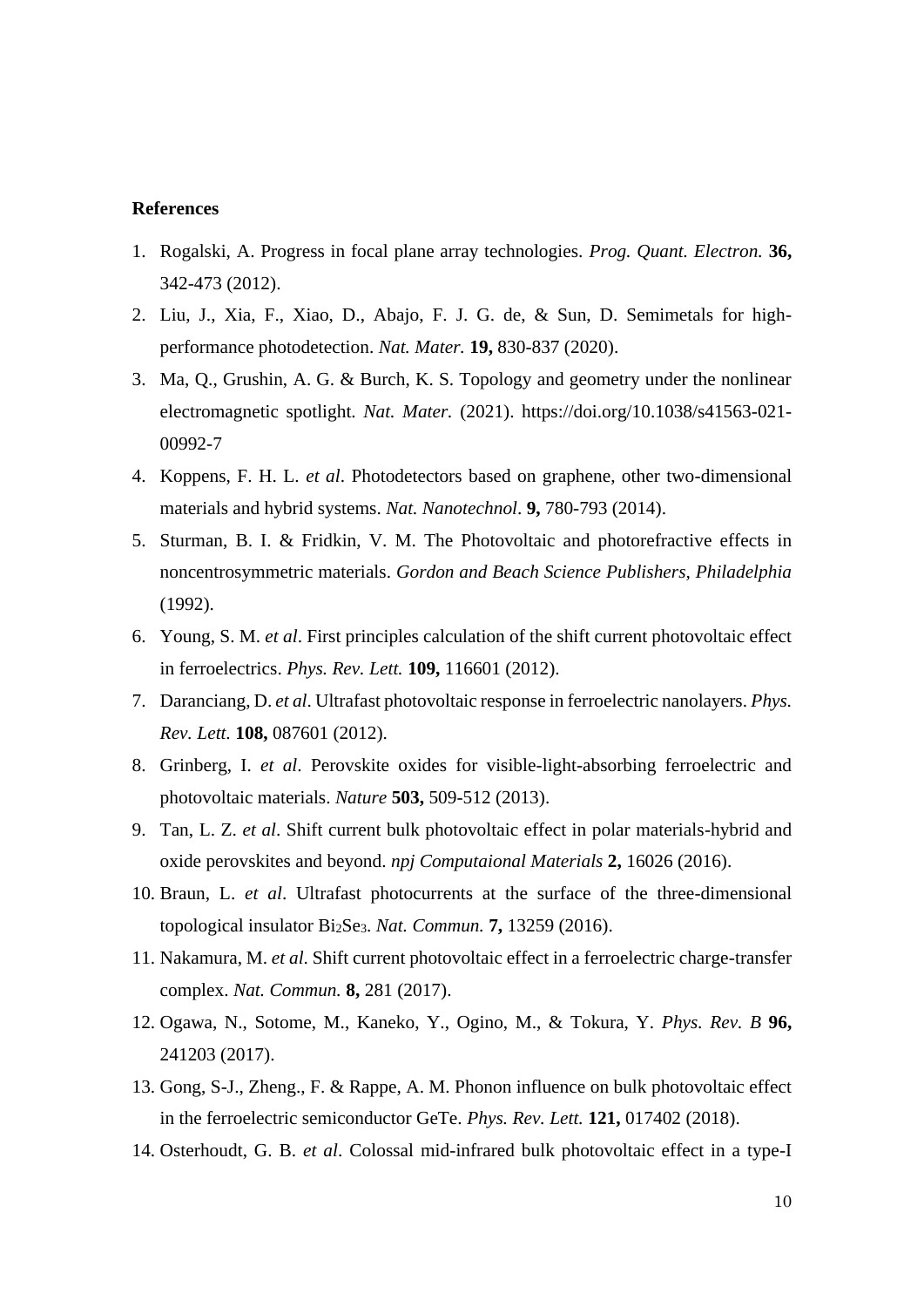**References**

1. Rogalski, A. Progress in focal plane array technologies. *Prog. Quant. Electron.* **36,** 342-473 (2012).
2. Liu, J., Xia, F., Xiao, D., Abajo, F. J. G. de, & Sun, D. Semimetals for high-performance photodetection. *Nat. Mater.* **19,** 830-837 (2020).
3. Ma, Q., Grushin, A. G. & Burch, K. S. Topology and geometry under the nonlinear electromagnetic spotlight. *Nat. Mater.* (2021). https://doi.org/10.1038/s41563-021-00992-7
4. Koppens, F. H. L. *et al*. Photodetectors based on graphene, other two-dimensional materials and hybrid systems. *Nat. Nanotechnol*. **9,** 780-793 (2014).
5. Sturman, B. I. & Fridkin, V. M. The Photovoltaic and photorefractive effects in noncentrosymmetric materials. *Gordon and Beach Science Publishers, Philadelphia* (1992).
6. Young, S. M. *et al*. First principles calculation of the shift current photovoltaic effect in ferroelectrics. *Phys. Rev. Lett.* **109,** 116601 (2012).
7. Daranciang, D. *et al*. Ultrafast photovoltaic response in ferroelectric nanolayers. *Phys. Rev. Lett*. **108,** 087601 (2012).
8. Grinberg, I. *et al*. Perovskite oxides for visible-light-absorbing ferroelectric and photovoltaic materials. *Nature* **503,** 509-512 (2013).
9. Tan, L. Z. *et al*. Shift current bulk photovoltaic effect in polar materials-hybrid and oxide perovskites and beyond. *npj Computaional Materials* **2,** 16026 (2016).
10. Braun, L. *et al*. Ultrafast photocurrents at the surface of the three-dimensional topological insulator $Bi_2Se_3$. *Nat. Commun.* **7,** 13259 (2016).
11. Nakamura, M. *et al*. Shift current photovoltaic effect in a ferroelectric charge-transfer complex. *Nat. Commun.* **8,** 281 (2017).
12. Ogawa, N., Sotome, M., Kaneko, Y., Ogino, M., & Tokura, Y. *Phys. Rev. B* **96,** 241203 (2017).
13. Gong, S-J., Zheng., F. & Rappe, A. M. Phonon influence on bulk photovoltaic effect in the ferroelectric semiconductor GeTe. *Phys. Rev. Lett.* **121,** 017402 (2018).
14. Osterhoudt, G. B. *et al*. Colossal mid-infrared bulk photovoltaic effect in a type-I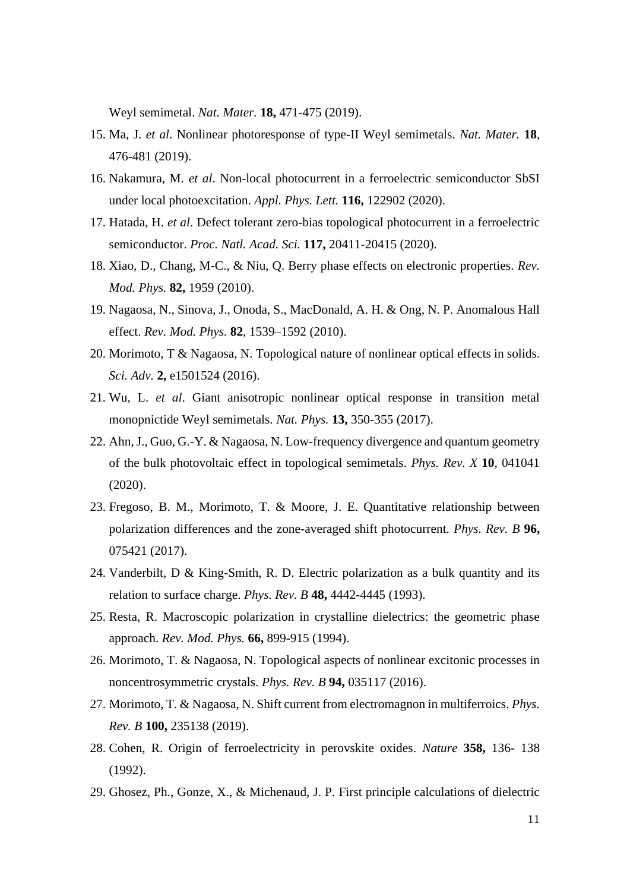Weyl semimetal. *Nat. Mater.* **18,** 471-475 (2019).

15. Ma, J. *et al*. Nonlinear photoresponse of type-II Weyl semimetals. *Nat. Mater.* **18**, 476-481 (2019).
16. Nakamura, M. *et al*. Non-local photocurrent in a ferroelectric semiconductor SbSI under local photoexcitation. *Appl. Phys. Lett.* **116,** 122902 (2020).
17. Hatada, H. *et al*. Defect tolerant zero-bias topological photocurrent in a ferroelectric semiconductor. *Proc. Natl. Acad. Sci.* **117,** 20411-20415 (2020).
18. Xiao, D., Chang, M-C., & Niu, Q. Berry phase effects on electronic properties. *Rev. Mod. Phys.* **82,** 1959 (2010).
19. Nagaosa, N., Sinova, J., Onoda, S., MacDonald, A. H. & Ong, N. P. Anomalous Hall effect. *Rev. Mod. Phys.* **82**, 1539–1592 (2010).
20. Morimoto, T & Nagaosa, N. Topological nature of nonlinear optical effects in solids. *Sci. Adv.* **2,** e1501524 (2016).
21. Wu, L. *et al*. Giant anisotropic nonlinear optical response in transition metal monopnictide Weyl semimetals. *Nat. Phys.* **13,** 350-355 (2017).
22. Ahn, J., Guo, G.-Y. & Nagaosa, N. Low-frequency divergence and quantum geometry of the bulk photovoltaic effect in topological semimetals. *Phys. Rev. X* **10**, 041041 (2020).
23. Fregoso, B. M., Morimoto, T. & Moore, J. E. Quantitative relationship between polarization differences and the zone-averaged shift photocurrent. *Phys. Rev. B* **96,** 075421 (2017).
24. Vanderbilt, D & King-Smith, R. D. Electric polarization as a bulk quantity and its relation to surface charge. *Phys. Rev. B* **48,** 4442-4445 (1993).
25. Resta, R. Macroscopic polarization in crystalline dielectrics: the geometric phase approach. *Rev. Mod. Phys.* **66,** 899-915 (1994).
26. Morimoto, T. & Nagaosa, N. Topological aspects of nonlinear excitonic processes in noncentrosymmetric crystals. *Phys. Rev. B* **94,** 035117 (2016).
27. Morimoto, T. & Nagaosa, N. Shift current from electromagnon in multiferroics. *Phys. Rev. B* **100,** 235138 (2019).
28. Cohen, R. Origin of ferroelectricity in perovskite oxides. *Nature* **358,** 136- 138 (1992).
29. Ghosez, Ph., Gonze, X., & Michenaud, J. P. First principle calculations of dielectric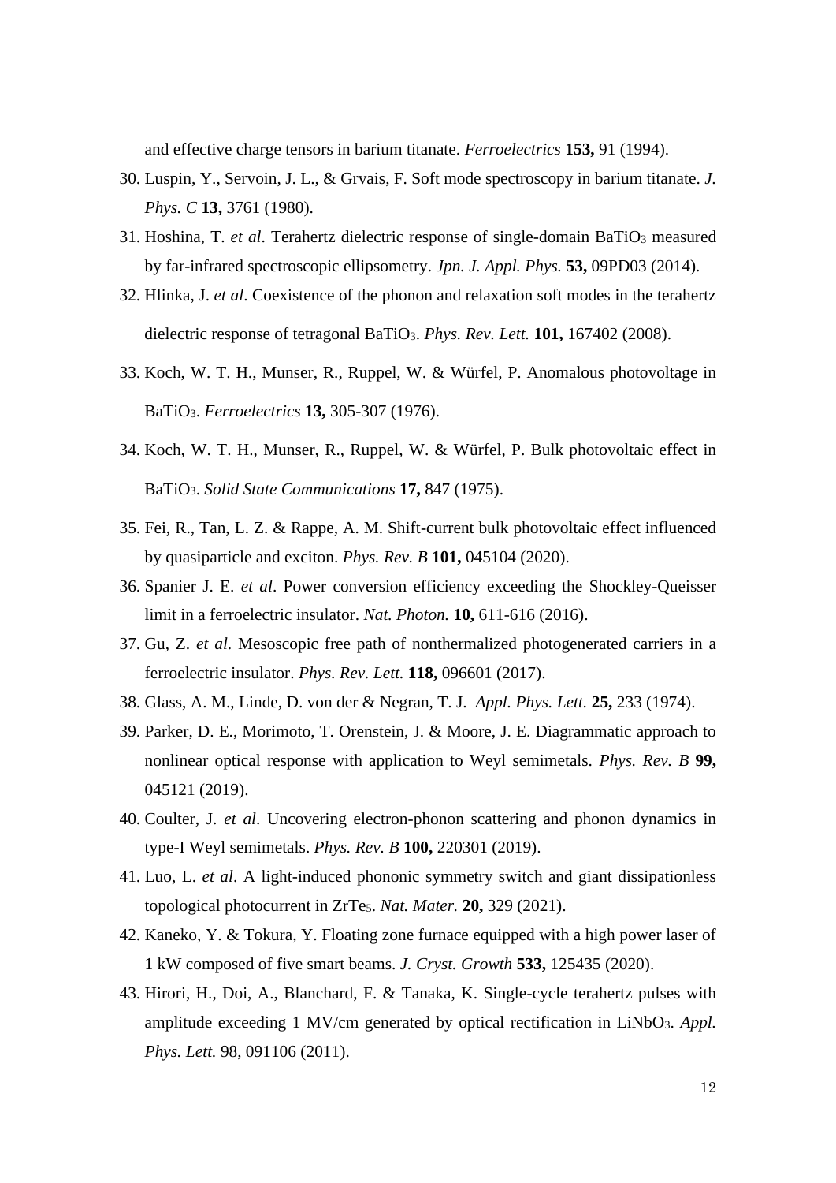and effective charge tensors in barium titanate. *Ferroelectrics* **153,** 91 (1994).

30. Luspin, Y., Servoin, J. L., & Grvais, F. Soft mode spectroscopy in barium titanate. *J. Phys. C* **13,** 3761 (1980).
31. Hoshina, T. *et al*. Terahertz dielectric response of single-domain $BaTiO_3$ measured by far-infrared spectroscopic ellipsometry. *Jpn. J. Appl. Phys.* **53,** 09PD03 (2014).
32. Hlinka, J. *et al*. Coexistence of the phonon and relaxation soft modes in the terahertz dielectric response of tetragonal $BaTiO_3$. *Phys. Rev. Lett.* **101,** 167402 (2008).
33. Koch, W. T. H., Munser, R., Ruppel, W. & Würfel, P. Anomalous photovoltage in $BaTiO_3$. *Ferroelectrics* **13,** 305-307 (1976).
34. Koch, W. T. H., Munser, R., Ruppel, W. & Würfel, P. Bulk photovoltaic effect in $BaTiO_3$. *Solid State Communications* **17,** 847 (1975).
35. Fei, R., Tan, L. Z. & Rappe, A. M. Shift-current bulk photovoltaic effect influenced by quasiparticle and exciton. *Phys. Rev. B* **101,** 045104 (2020).
36. Spanier J. E. *et al*. Power conversion efficiency exceeding the Shockley-Queisser limit in a ferroelectric insulator. *Nat. Photon.* **10,** 611-616 (2016).
37. Gu, Z. *et al*. Mesoscopic free path of nonthermalized photogenerated carriers in a ferroelectric insulator. *Phys. Rev. Lett.* **118,** 096601 (2017).
38. Glass, A. M., Linde, D. von der & Negran, T. J. *Appl. Phys. Lett.* **25,** 233 (1974).
39. Parker, D. E., Morimoto, T. Orenstein, J. & Moore, J. E. Diagrammatic approach to nonlinear optical response with application to Weyl semimetals. *Phys. Rev. B* **99,** 045121 (2019).
40. Coulter, J. *et al*. Uncovering electron-phonon scattering and phonon dynamics in type-I Weyl semimetals. *Phys. Rev. B* **100,** 220301 (2019).
41. Luo, L. *et al*. A light-induced phononic symmetry switch and giant dissipationless topological photocurrent in $ZrTe_5$. *Nat. Mater.* **20,** 329 (2021).
42. Kaneko, Y. & Tokura, Y. Floating zone furnace equipped with a high power laser of 1 kW composed of five smart beams. *J. Cryst. Growth* **533,** 125435 (2020).
43. Hirori, H., Doi, A., Blanchard, F. & Tanaka, K. Single-cycle terahertz pulses with amplitude exceeding 1 MV/cm generated by optical rectification in $LiNbO_3$. *Appl. Phys. Lett.* 98, 091106 (2011).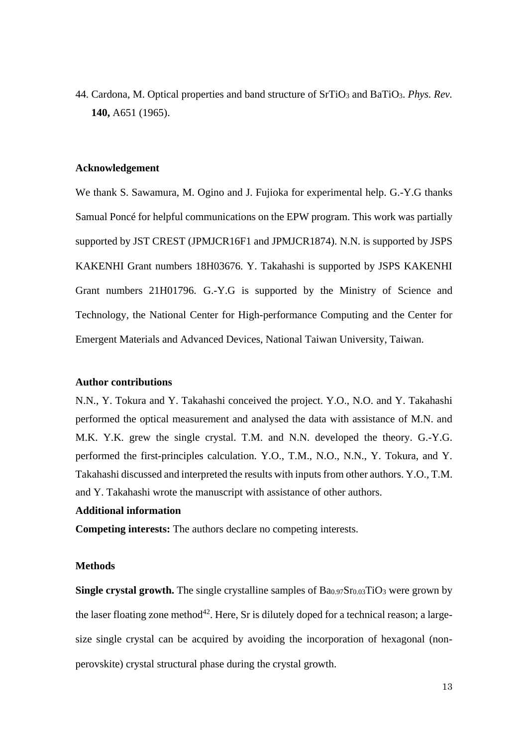44. Cardona, M. Optical properties and band structure of $SrTiO_3$ and $BaTiO_3$. *Phys. Rev.* **140,** A651 (1965).

### Acknowledgement

We thank S. Sawamura, M. Ogino and J. Fujioka for experimental help. G.-Y.G thanks Samual Poncé for helpful communications on the EPW program. This work was partially supported by JST CREST (JPMJCR16F1 and JPMJCR1874). N.N. is supported by JSPS KAKENHI Grant numbers 18H03676. Y. Takahashi is supported by JSPS KAKENHI Grant numbers 21H01796. G.-Y.G is supported by the Ministry of Science and Technology, the National Center for High-performance Computing and the Center for Emergent Materials and Advanced Devices, National Taiwan University, Taiwan.

### Author contributions

N.N., Y. Tokura and Y. Takahashi conceived the project. Y.O., N.O. and Y. Takahashi performed the optical measurement and analysed the data with assistance of M.N. and M.K. Y.K. grew the single crystal. T.M. and N.N. developed the theory. G.-Y.G. performed the first-principles calculation. Y.O., T.M., N.O., N.N., Y. Tokura, and Y. Takahashi discussed and interpreted the results with inputs from other authors. Y.O., T.M. and Y. Takahashi wrote the manuscript with assistance of other authors.

### Additional information

**Competing interests:** The authors declare no competing interests.

### Methods

**Single crystal growth.** The single crystalline samples of $Ba_{0.97}Sr_{0.03}TiO_3$ were grown by the laser floating zone method[42]. Here, Sr is dilutely doped for a technical reason; a large-size single crystal can be acquired by avoiding the incorporation of hexagonal (non-perovskite) crystal structural phase during the crystal growth.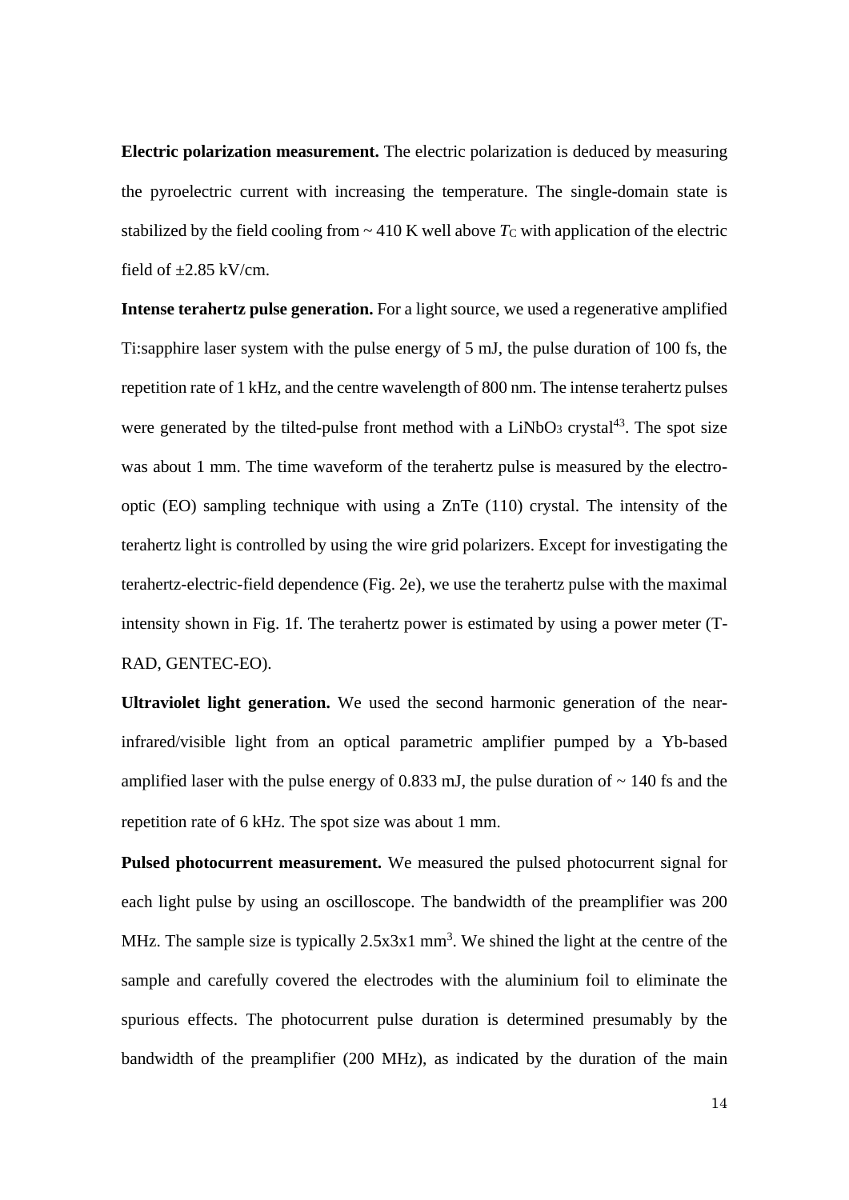**Electric polarization measurement.** The electric polarization is deduced by measuring the pyroelectric current with increasing the temperature. The single-domain state is stabilized by the field cooling from ~ 410 K well above $T_C$ with application of the electric field of ±2.85 kV/cm.

**Intense terahertz pulse generation.** For a light source, we used a regenerative amplified Ti:sapphire laser system with the pulse energy of 5 mJ, the pulse duration of 100 fs, the repetition rate of 1 kHz, and the centre wavelength of 800 nm. The intense terahertz pulses were generated by the tilted-pulse front method with a $LiNbO_3$ crystal[43]. The spot size was about 1 mm. The time waveform of the terahertz pulse is measured by the electro-optic (EO) sampling technique with using a ZnTe (110) crystal. The intensity of the terahertz light is controlled by using the wire grid polarizers. Except for investigating the terahertz-electric-field dependence (Fig. 2e), we use the terahertz pulse with the maximal intensity shown in Fig. 1f. The terahertz power is estimated by using a power meter (T-RAD, GENTEC-EO).

**Ultraviolet light generation.** We used the second harmonic generation of the near-infrared/visible light from an optical parametric amplifier pumped by a Yb-based amplified laser with the pulse energy of 0.833 mJ, the pulse duration of ~ 140 fs and the repetition rate of 6 kHz. The spot size was about 1 mm.

**Pulsed photocurrent measurement.** We measured the pulsed photocurrent signal for each light pulse by using an oscilloscope. The bandwidth of the preamplifier was 200 MHz. The sample size is typically 2.5x3x1 $mm^3$. We shined the light at the centre of the sample and carefully covered the electrodes with the aluminium foil to eliminate the spurious effects. The photocurrent pulse duration is determined presumably by the bandwidth of the preamplifier (200 MHz), as indicated by the duration of the main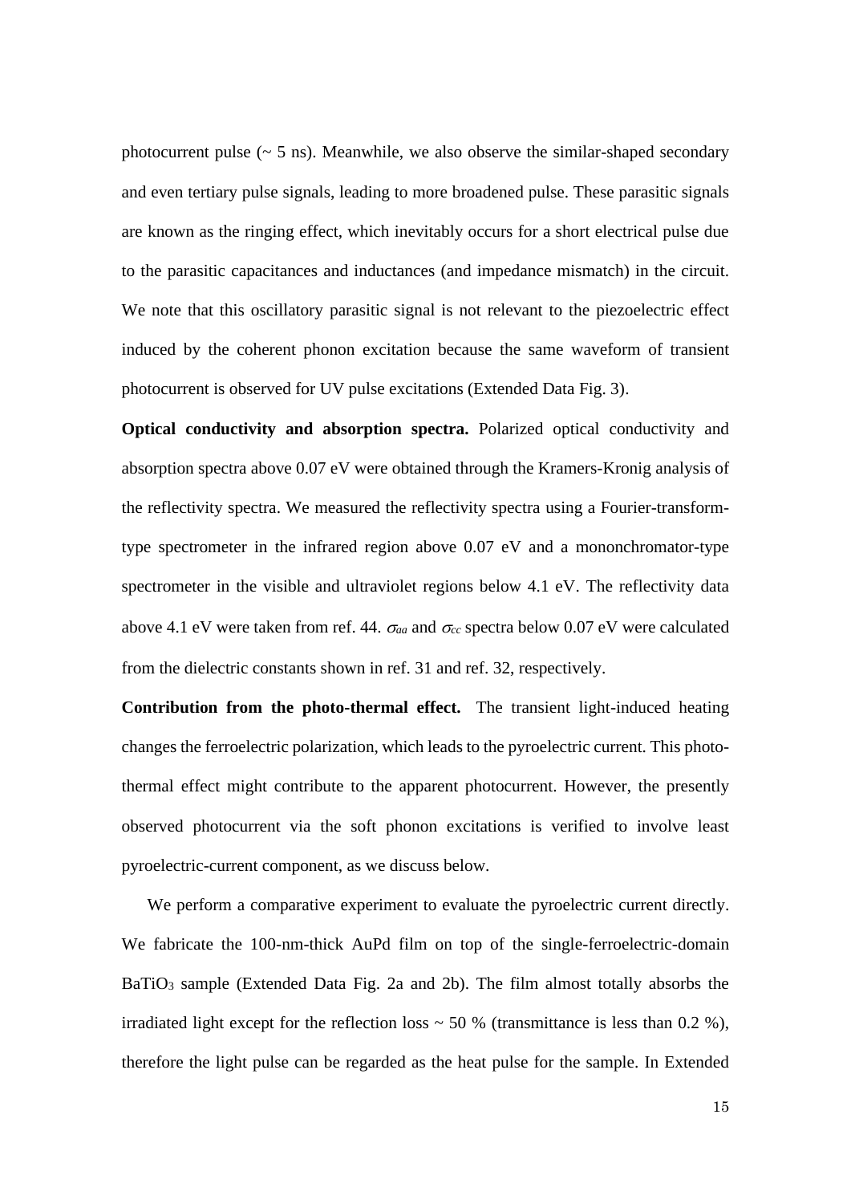photocurrent pulse (~ 5 ns). Meanwhile, we also observe the similar-shaped secondary and even tertiary pulse signals, leading to more broadened pulse. These parasitic signals are known as the ringing effect, which inevitably occurs for a short electrical pulse due to the parasitic capacitances and inductances (and impedance mismatch) in the circuit. We note that this oscillatory parasitic signal is not relevant to the piezoelectric effect induced by the coherent phonon excitation because the same waveform of transient photocurrent is observed for UV pulse excitations (Extended Data Fig. 3).

**Optical conductivity and absorption spectra.** Polarized optical conductivity and absorption spectra above 0.07 eV were obtained through the Kramers-Kronig analysis of the reflectivity spectra. We measured the reflectivity spectra using a Fourier-transform-type spectrometer in the infrared region above 0.07 eV and a mononchromator-type spectrometer in the visible and ultraviolet regions below 4.1 eV. The reflectivity data above 4.1 eV were taken from ref. 44. $\sigma_{aa}$ and $\sigma_{cc}$ spectra below 0.07 eV were calculated from the dielectric constants shown in ref. 31 and ref. 32, respectively.

**Contribution from the photo-thermal effect.** The transient light-induced heating changes the ferroelectric polarization, which leads to the pyroelectric current. This photo-thermal effect might contribute to the apparent photocurrent. However, the presently observed photocurrent via the soft phonon excitations is verified to involve least pyroelectric-current component, as we discuss below.

We perform a comparative experiment to evaluate the pyroelectric current directly. We fabricate the 100-nm-thick AuPd film on top of the single-ferroelectric-domain $BaTiO_3$ sample (Extended Data Fig. 2a and 2b). The film almost totally absorbs the irradiated light except for the reflection loss ~ 50 % (transmittance is less than 0.2 %), therefore the light pulse can be regarded as the heat pulse for the sample. In Extended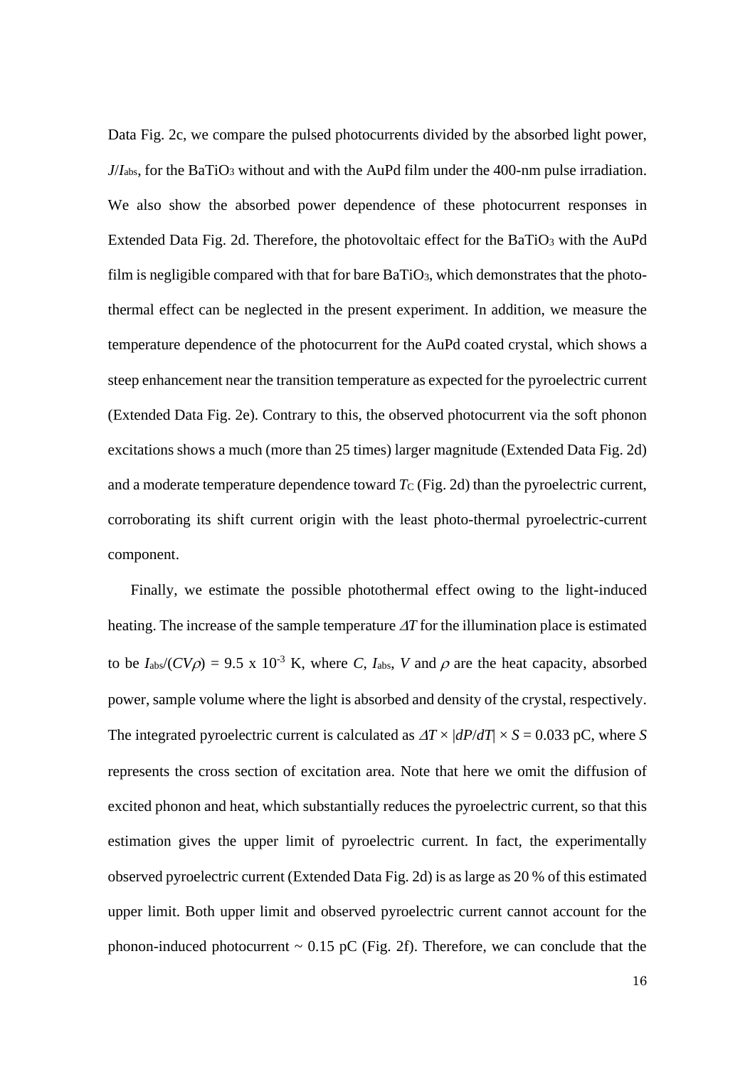Data Fig. 2c, we compare the pulsed photocurrents divided by the absorbed light power, $J/I_{abs}$, for the $BaTiO_3$ without and with the AuPd film under the 400-nm pulse irradiation. We also show the absorbed power dependence of these photocurrent responses in Extended Data Fig. 2d. Therefore, the photovoltaic effect for the $BaTiO_3$ with the AuPd film is negligible compared with that for bare $BaTiO_3$, which demonstrates that the photo-thermal effect can be neglected in the present experiment. In addition, we measure the temperature dependence of the photocurrent for the AuPd coated crystal, which shows a steep enhancement near the transition temperature as expected for the pyroelectric current (Extended Data Fig. 2e). Contrary to this, the observed photocurrent via the soft phonon excitations shows a much (more than 25 times) larger magnitude (Extended Data Fig. 2d) and a moderate temperature dependence toward $T_C$ (Fig. 2d) than the pyroelectric current, corroborating its shift current origin with the least photo-thermal pyroelectric-current component.

Finally, we estimate the possible photothermal effect owing to the light-induced heating. The increase of the sample temperature $\Delta T$ for the illumination place is estimated to be $I_{abs}/(CV\rho) = 9.5 \times 10^{-3}$ K, where $C$, $I_{abs}$, $V$ and $\rho$ are the heat capacity, absorbed power, sample volume where the light is absorbed and density of the crystal, respectively. The integrated pyroelectric current is calculated as $\Delta T \times |dP/dT| \times S = 0.033$ pC, where $S$ represents the cross section of excitation area. Note that here we omit the diffusion of excited phonon and heat, which substantially reduces the pyroelectric current, so that this estimation gives the upper limit of pyroelectric current. In fact, the experimentally observed pyroelectric current (Extended Data Fig. 2d) is as large as 20 % of this estimated upper limit. Both upper limit and observed pyroelectric current cannot account for the phonon-induced photocurrent ~ 0.15 pC (Fig. 2f). Therefore, we can conclude that the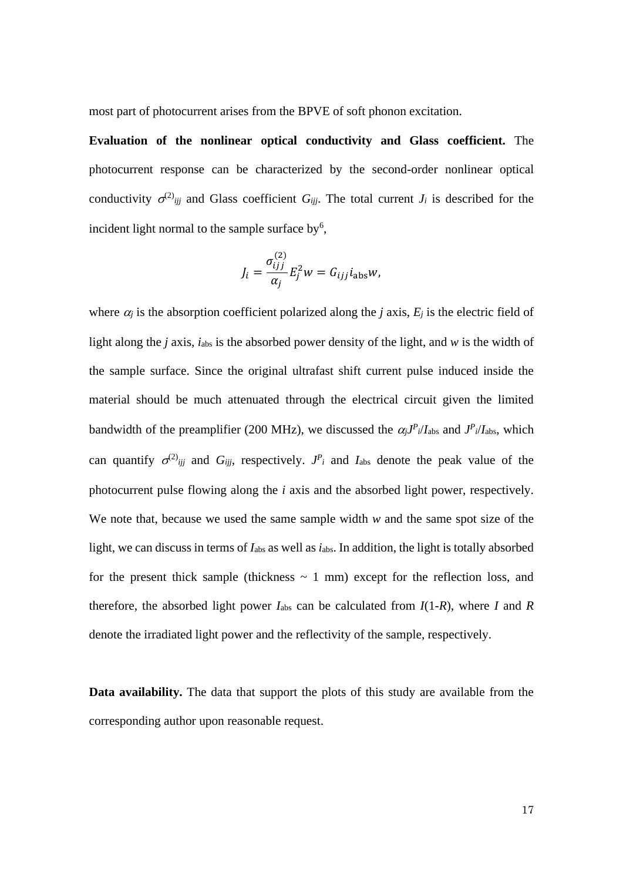most part of photocurrent arises from the BPVE of soft phonon excitation.

**Evaluation of the nonlinear optical conductivity and Glass coefficient.** The photocurrent response can be characterized by the second-order nonlinear optical conductivity $\sigma^{(2)}_{ijj}$ and Glass coefficient $G_{ijj}$. The total current $J_i$ is described for the incident light normal to the sample surface by[6],

$$J_i = \frac{\sigma^{(2)}_{ijj}}{\alpha_j} E_j^2 w = G_{ijj} i_{\text{abs}} w,$$

where $\alpha_j$ is the absorption coefficient polarized along the $j$ axis, $E_j$ is the electric field of light along the $j$ axis, $i_{\text{abs}}$ is the absorbed power density of the light, and $w$ is the width of the sample surface. Since the original ultrafast shift current pulse induced inside the material should be much attenuated through the electrical circuit given the limited bandwidth of the preamplifier (200 MHz), we discussed the $\alpha_j J^P{}_i/I_{\text{abs}}$ and $J^P{}_i/I_{\text{abs}}$, which can quantify $\sigma^{(2)}_{ijj}$ and $G_{ijj}$, respectively. $J^P{}_i$ and $I_{\text{abs}}$ denote the peak value of the photocurrent pulse flowing along the $i$ axis and the absorbed light power, respectively. We note that, because we used the same sample width $w$ and the same spot size of the light, we can discuss in terms of $I_{\text{abs}}$ as well as $i_{\text{abs}}$. In addition, the light is totally absorbed for the present thick sample (thickness ~ 1 mm) except for the reflection loss, and therefore, the absorbed light power $I_{\text{abs}}$ can be calculated from $I(1\text{-}R)$, where $I$ and $R$ denote the irradiated light power and the reflectivity of the sample, respectively.

**Data availability.** The data that support the plots of this study are available from the corresponding author upon reasonable request.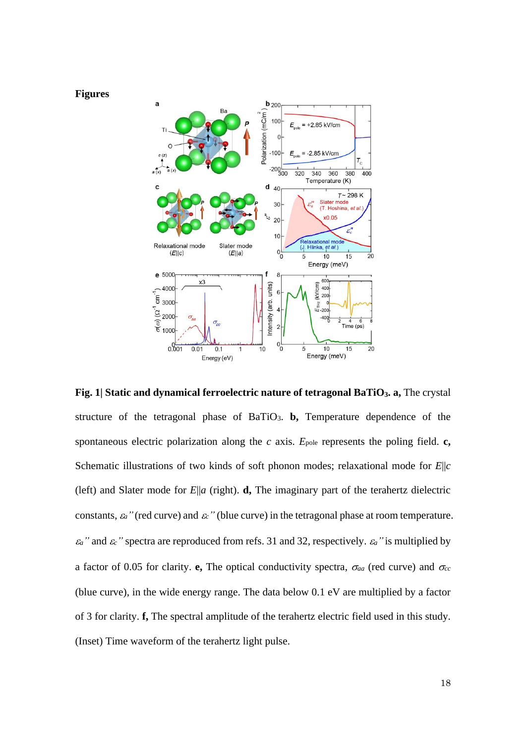# Figures

**Fig. 1| Static and dynamical ferroelectric nature of tetragonal $BaTiO_3$. a,** The crystal structure of the tetragonal phase of $BaTiO_3$. **b,** Temperature dependence of the spontaneous electric polarization along the *c* axis. $E_{pole}$ represents the poling field. **c,** Schematic illustrations of two kinds of soft phonon modes; relaxational mode for $E||c$ (left) and Slater mode for $E||a$ (right). **d,** The imaginary part of the terahertz dielectric constants, $\varepsilon_a''$ (red curve) and $\varepsilon_c''$ (blue curve) in the tetragonal phase at room temperature. $\varepsilon_a''$ and $\varepsilon_c''$ spectra are reproduced from refs. 31 and 32, respectively. $\varepsilon_a''$ is multiplied by a factor of 0.05 for clarity. **e,** The optical conductivity spectra, $\sigma_{aa}$ (red curve) and $\sigma_{cc}$ (blue curve), in the wide energy range. The data below 0.1 eV are multiplied by a factor of 3 for clarity. **f,** The spectral amplitude of the terahertz electric field used in this study. (Inset) Time waveform of the terahertz light pulse.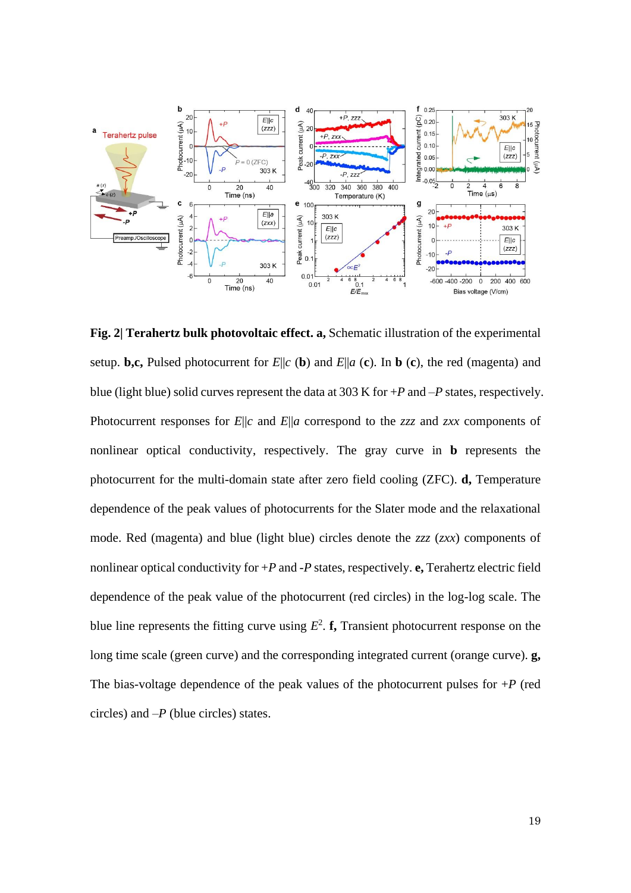**Fig. 2| Terahertz bulk photovoltaic effect. a,** Schematic illustration of the experimental setup. **b,c,** Pulsed photocurrent for $E||c$ (**b**) and $E||a$ (**c**). In **b** (**c**), the red (magenta) and blue (light blue) solid curves represent the data at 303 K for $+P$ and $–P$ states, respectively. Photocurrent responses for $E||c$ and $E||a$ correspond to the *zzz* and *zxx* components of nonlinear optical conductivity, respectively. The gray curve in **b** represents the photocurrent for the multi-domain state after zero field cooling (ZFC). **d,** Temperature dependence of the peak values of photocurrents for the Slater mode and the relaxational mode. Red (magenta) and blue (light blue) circles denote the *zzz* (*zxx*) components of nonlinear optical conductivity for $+P$ and $-P$ states, respectively. **e,** Terahertz electric field dependence of the peak value of the photocurrent (red circles) in the log-log scale. The blue line represents the fitting curve using $E^2$. **f,** Transient photocurrent response on the long time scale (green curve) and the corresponding integrated current (orange curve). **g,** The bias-voltage dependence of the peak values of the photocurrent pulses for $+P$ (red circles) and $–P$ (blue circles) states.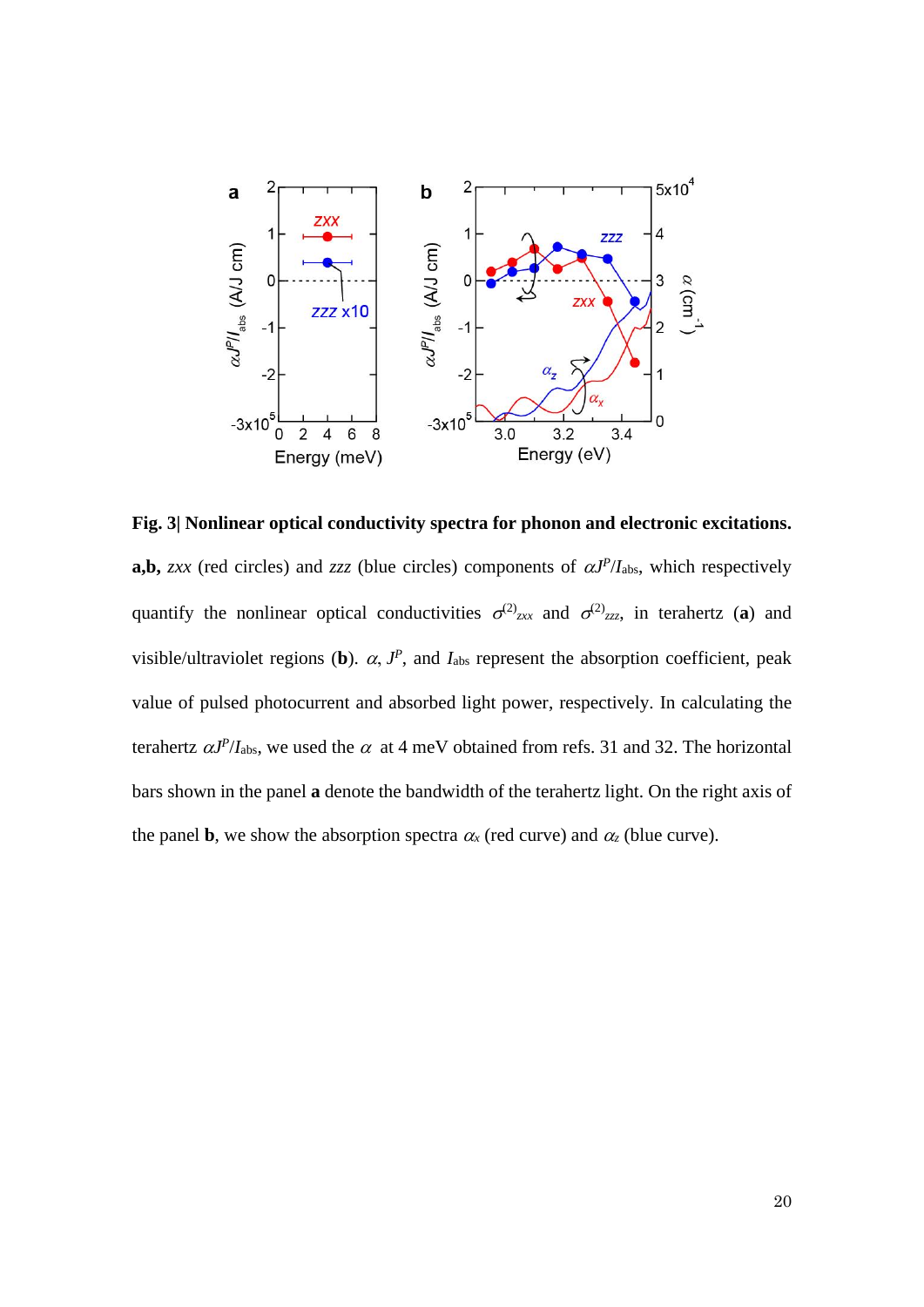**Fig. 3| Nonlinear optical conductivity spectra for phonon and electronic excitations.** **a,b,** *zxx* (red circles) and *zzz* (blue circles) components of $\alpha J^{P}/I_{\mathrm{abs}}$, which respectively quantify the nonlinear optical conductivities $\sigma^{(2)}_{zxx}$ and $\sigma^{(2)}_{zzz}$, in terahertz (**a**) and visible/ultraviolet regions (**b**). $\alpha$, $J^{P}$, and $I_{\mathrm{abs}}$ represent the absorption coefficient, peak value of pulsed photocurrent and absorbed light power, respectively. In calculating the terahertz $\alpha J^{P}/I_{\mathrm{abs}}$, we used the $\alpha$ at 4 meV obtained from refs. 31 and 32. The horizontal bars shown in the panel **a** denote the bandwidth of the terahertz light. On the right axis of the panel **b**, we show the absorption spectra $\alpha_x$ (red curve) and $\alpha_z$ (blue curve).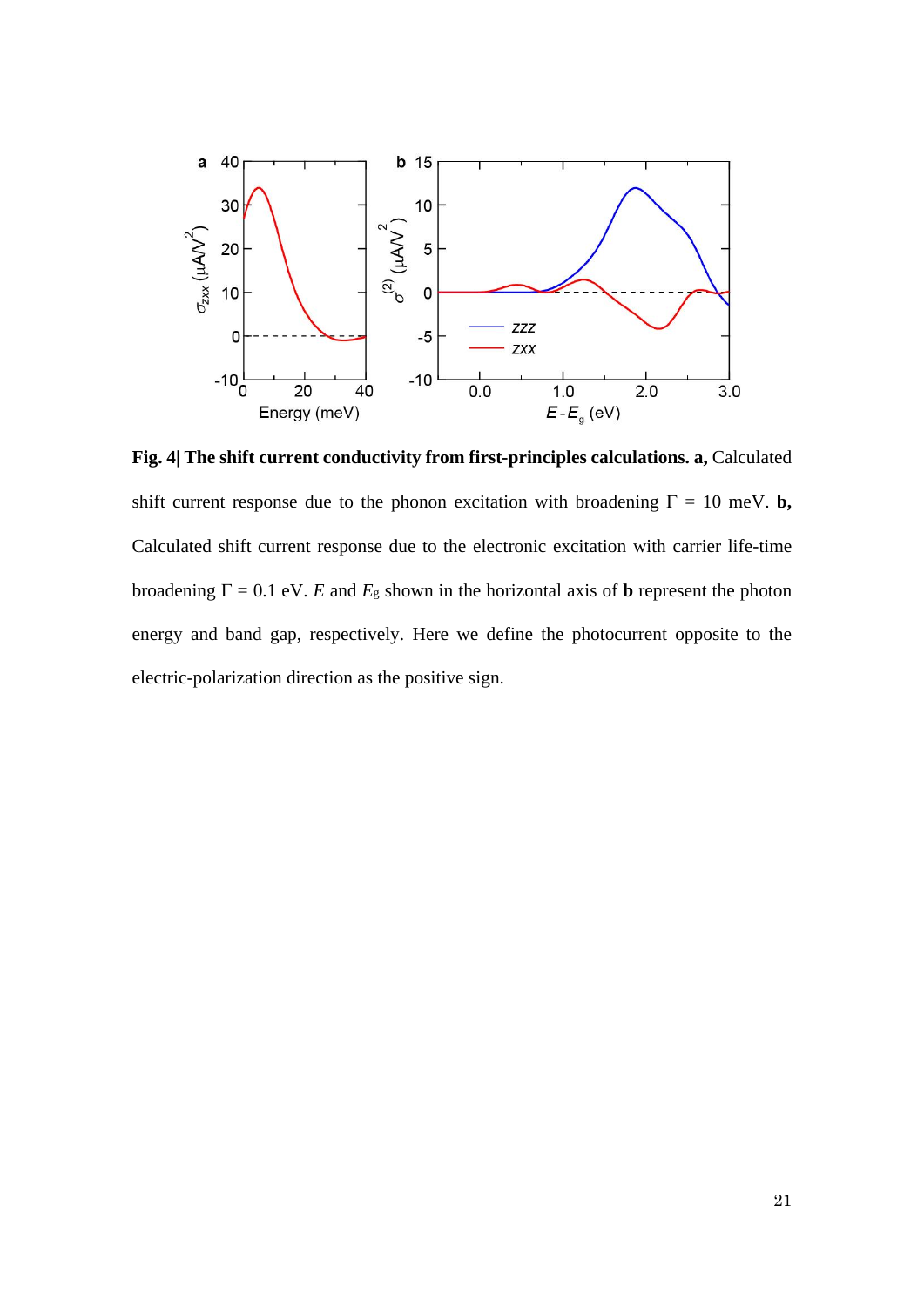**Fig. 4| The shift current conductivity from first-principles calculations. a,** Calculated shift current response due to the phonon excitation with broadening $\Gamma$ = 10 meV. **b,** Calculated shift current response due to the electronic excitation with carrier life-time broadening $\Gamma$ = 0.1 eV. $E$ and $E_g$ shown in the horizontal axis of **b** represent the photon energy and band gap, respectively. Here we define the photocurrent opposite to the electric-polarization direction as the positive sign.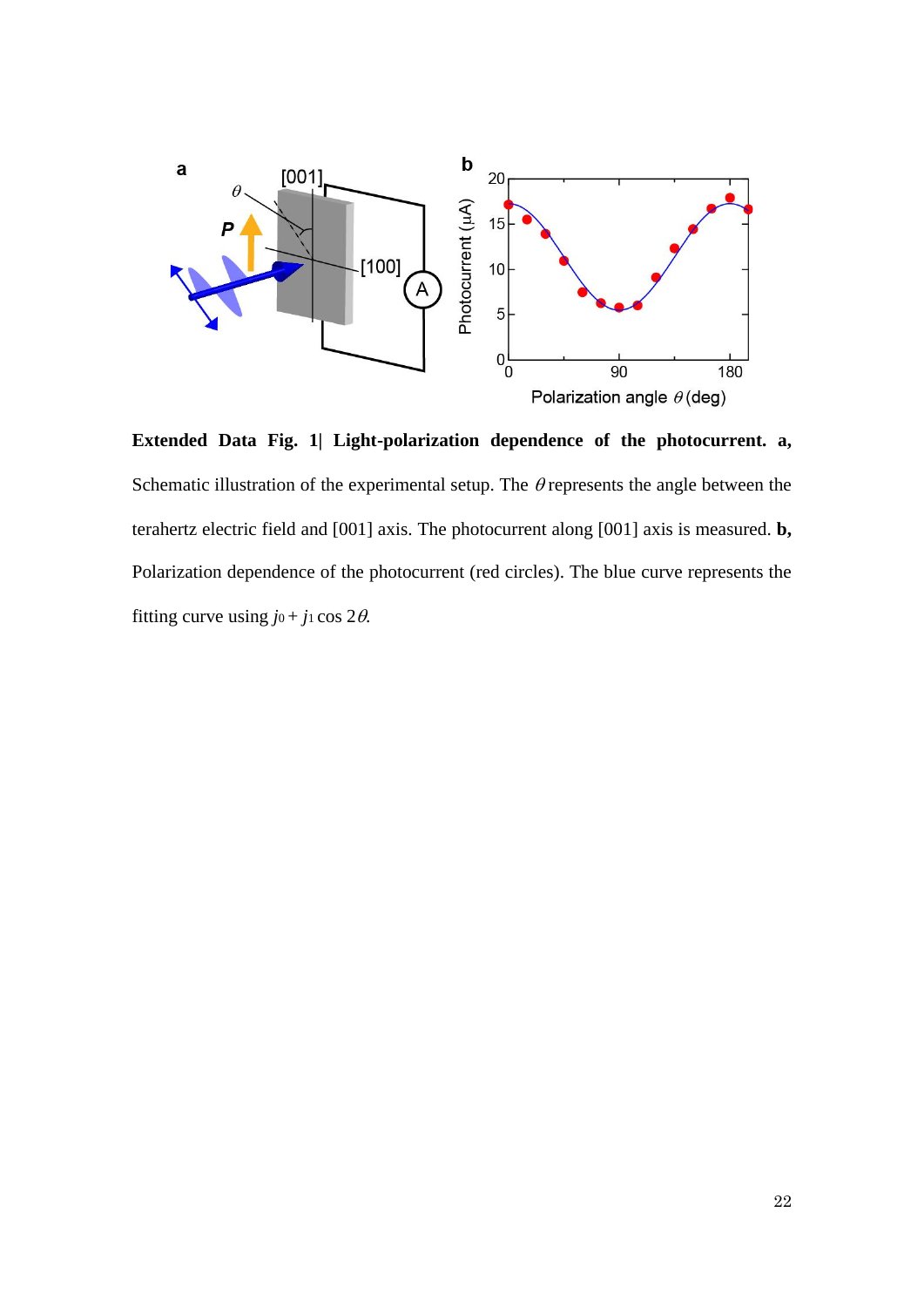**Extended Data Fig. 1| Light-polarization dependence of the photocurrent. a,** Schematic illustration of the experimental setup. The $\theta$ represents the angle between the terahertz electric field and [001] axis. The photocurrent along [001] axis is measured. **b,** Polarization dependence of the photocurrent (red circles). The blue curve represents the fitting curve using $j_0 + j_1 \cos 2\theta$.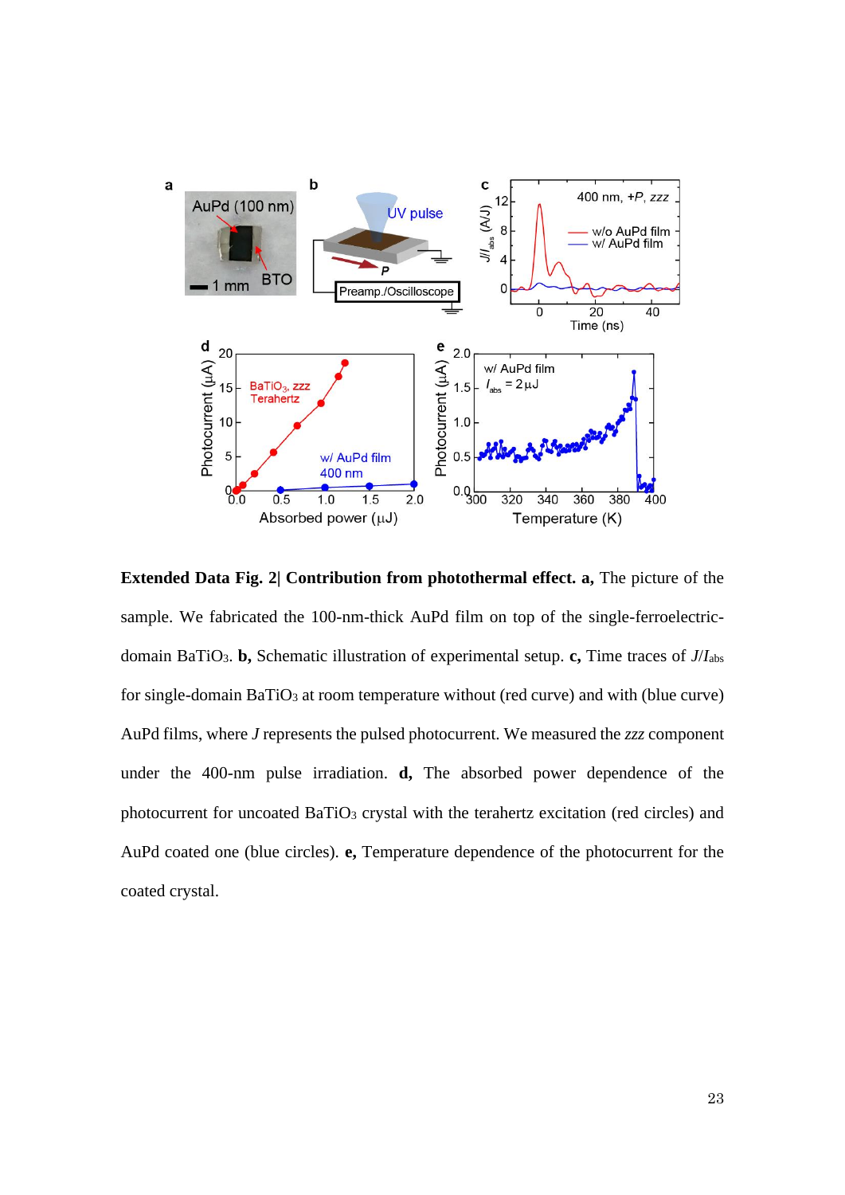**Extended Data Fig. 2| Contribution from photothermal effect. a,** The picture of the sample. We fabricated the 100-nm-thick AuPd film on top of the single-ferroelectric-domain $BaTiO_3$. **b,** Schematic illustration of experimental setup. **c,** Time traces of $J/I_{abs}$ for single-domain $BaTiO_3$ at room temperature without (red curve) and with (blue curve) AuPd films, where $J$ represents the pulsed photocurrent. We measured the *zzz* component under the 400-nm pulse irradiation. **d,** The absorbed power dependence of the photocurrent for uncoated $BaTiO_3$ crystal with the terahertz excitation (red circles) and AuPd coated one (blue circles). **e,** Temperature dependence of the photocurrent for the coated crystal.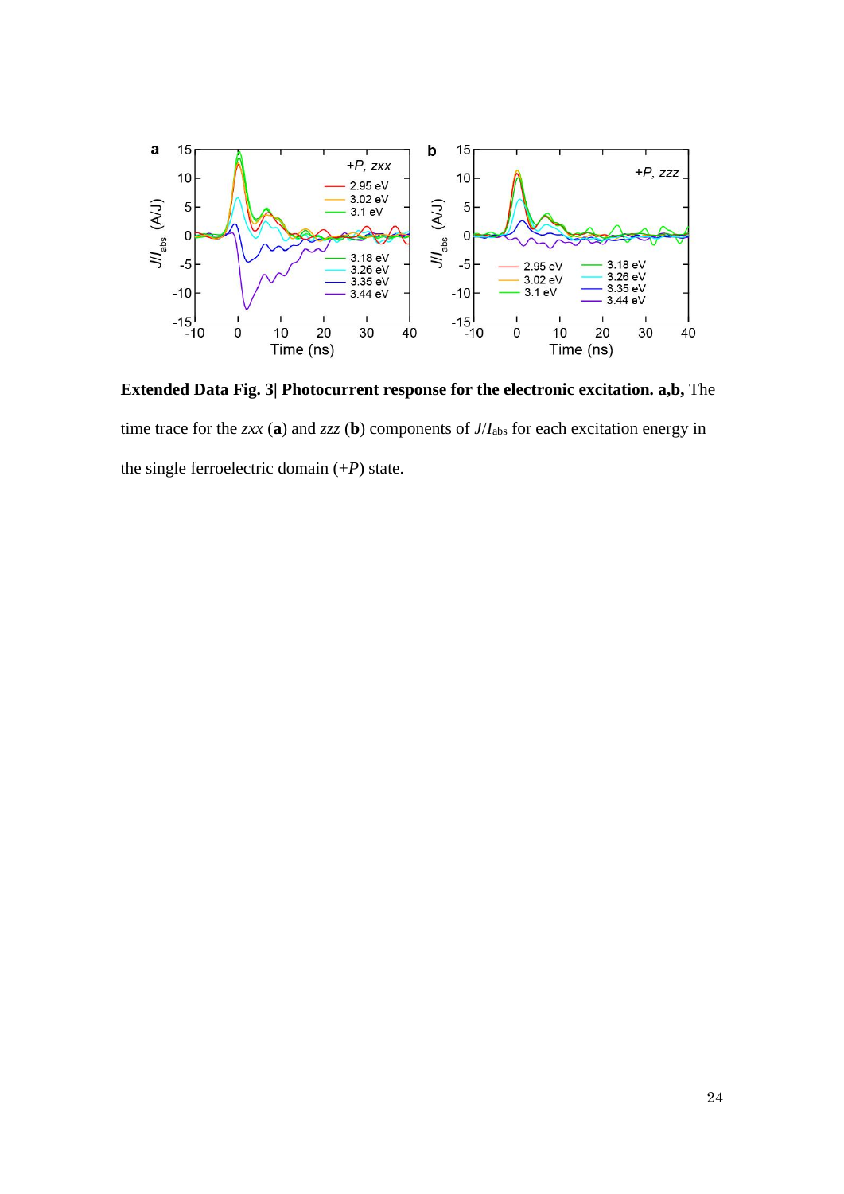**Extended Data Fig. 3| Photocurrent response for the electronic excitation. a,b,** The time trace for the *zxx* (**a**) and *zzz* (**b**) components of $J/I_{abs}$ for each excitation energy in the single ferroelectric domain (+*P*) state.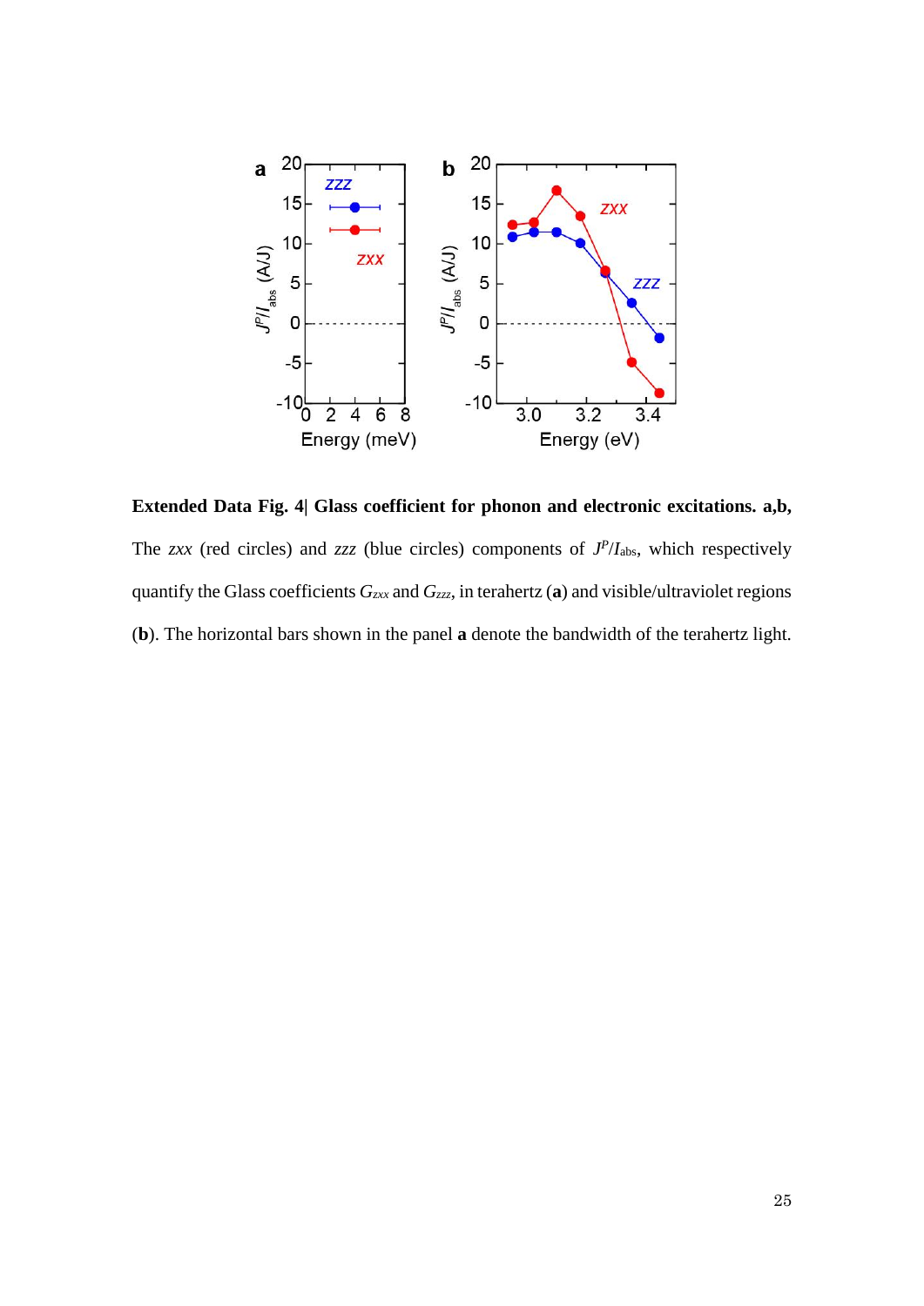a

20

15

10

5

0

-5

-10

zzz

zxx

0 2 4 6 8

Energy (meV)

$J^P/I_{abs}$ (A/J)

b

20

15

10

5

0

-5

-10

zxx

zzz

3.0 3.2 3.4

Energy (eV)

$J^P/I_{abs}$ (A/J)

**Extended Data Fig. 4| Glass coefficient for phonon and electronic excitations. a,b,** The *zxx* (red circles) and *zzz* (blue circles) components of $J^P/I_{abs}$, which respectively quantify the Glass coefficients $G_{zxx}$ and $G_{zzz}$, in terahertz (**a**) and visible/ultraviolet regions (**b**). The horizontal bars shown in the panel **a** denote the bandwidth of the terahertz light.